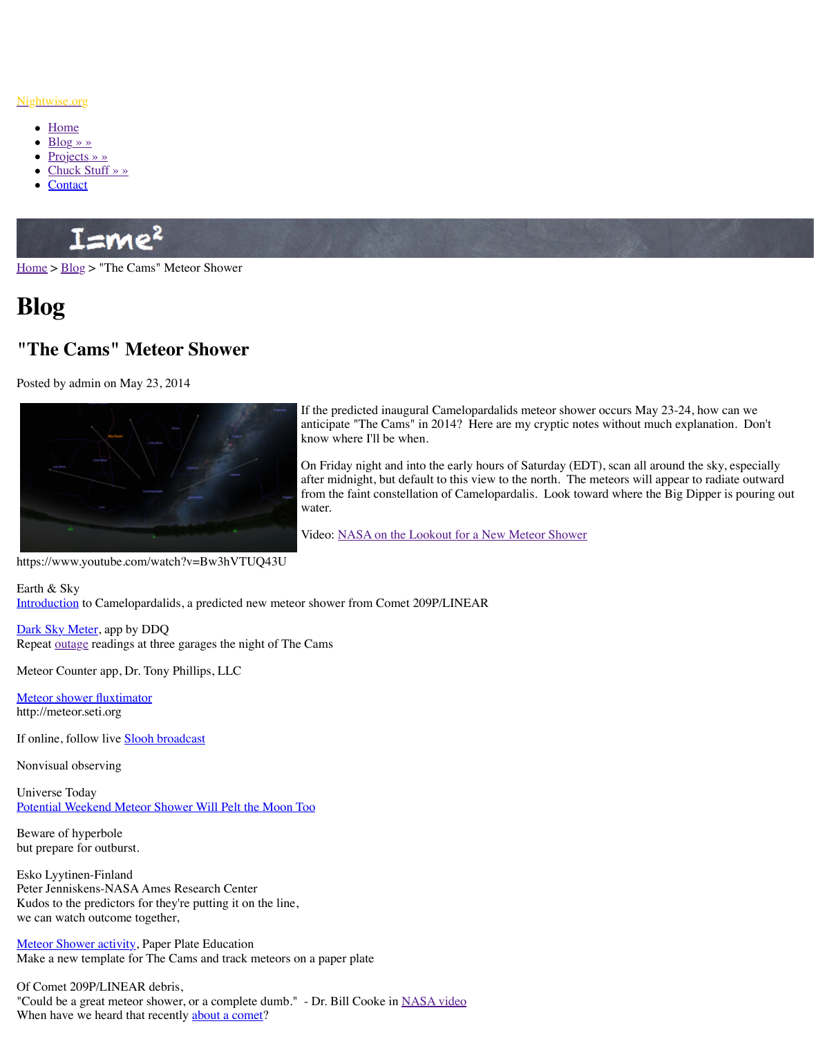Nightwise.org

- Home
- Blog » »
- Projects » »
- Chuck Stuff » »
- Contact

I=me²

Home > Blog > "The Cams" Meteor Shower

# Blog

## "The Cams" Meteor Shower

Posted by admin on May 23, 2014

If the predicted inaugural Camelopardalids meteor shower occurs May 23-24, how can we anticipate "The Cams" in 2014? Here are my cryptic notes without much explanation. Don't know where I'll be when.

On Friday night and into the early hours of Saturday (EDT), scan all around the sky, especially after midnight, but default to this view to the north. The meteors will appear to radiate outward from the faint constellation of Camelopardalis. Look toward where the Big Dipper is pouring out water.

Video: NASA on the Lookout for a New Meteor Shower

https://www.youtube.com/watch?v=Bw3hVTUQ43U

Earth & Sky
Introduction to Camelopardalids, a predicted new meteor shower from Comet 209P/LINEAR

Dark Sky Meter, app by DDQ
Repeat outage readings at three garages the night of The Cams

Meteor Counter app, Dr. Tony Phillips, LLC

Meteor shower fluxtimator
http://meteor.seti.org

If online, follow live Slooh broadcast

Nonvisual observing

Universe Today
Potential Weekend Meteor Shower Will Pelt the Moon Too

Beware of hyperbole
but prepare for outburst.

Esko Lyytinen-Finland
Peter Jenniskens-NASA Ames Research Center
Kudos to the predictors for they're putting it on the line,
we can watch outcome together,

Meteor Shower activity, Paper Plate Education
Make a new template for The Cams and track meteors on a paper plate

Of Comet 209P/LINEAR debris,
"Could be a great meteor shower, or a complete dumb." - Dr. Bill Cooke in NASA video
When have we heard that recently about a comet?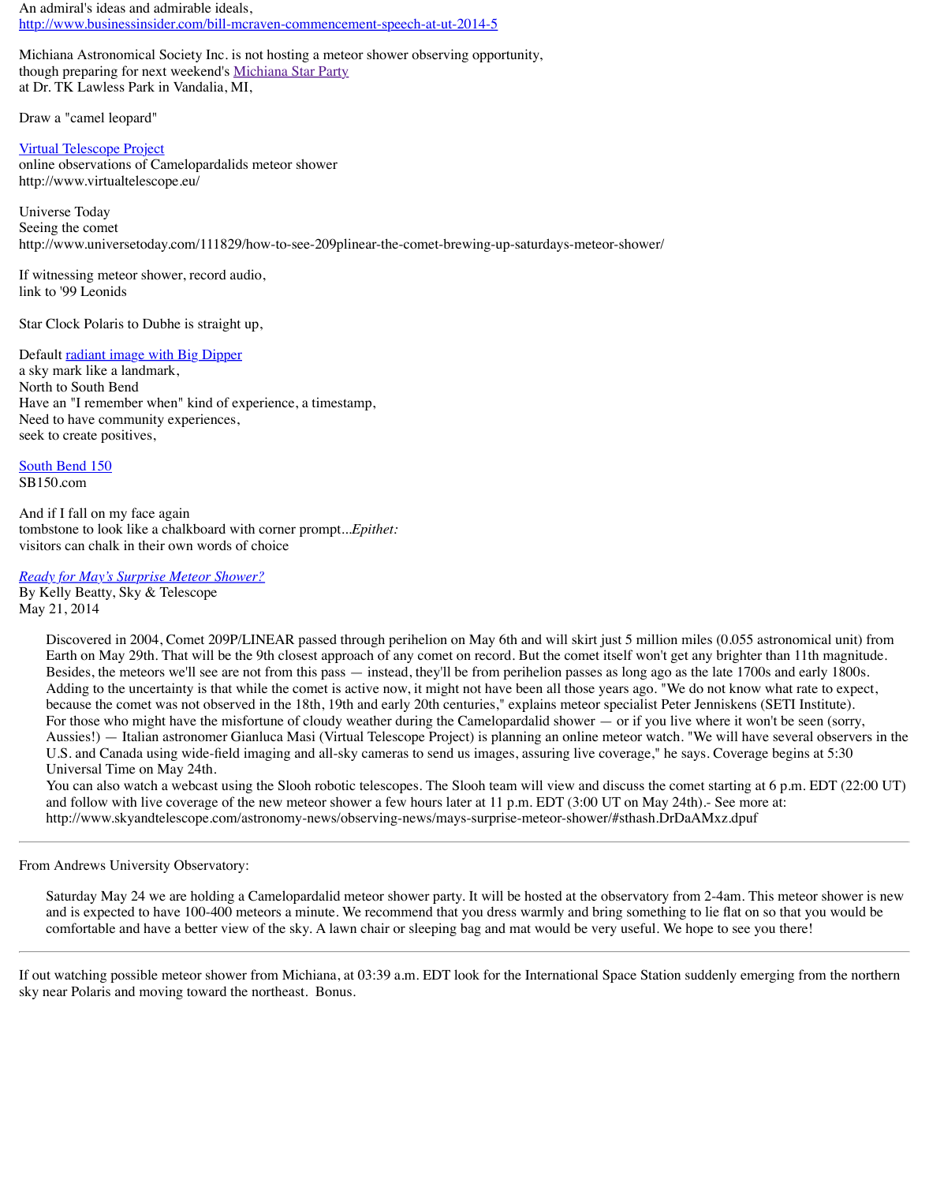An admiral's ideas and admirable ideals,
http://www.businessinsider.com/bill-mcraven-commencement-speech-at-ut-2014-5

Michiana Astronomical Society Inc. is not hosting a meteor shower observing opportunity,
though preparing for next weekend's Michiana Star Party
at Dr. TK Lawless Park in Vandalia, MI,

Draw a "camel leopard"

Virtual Telescope Project
online observations of Camelopardalids meteor shower
http://www.virtualtelescope.eu/

Universe Today
Seeing the comet
http://www.universetoday.com/111829/how-to-see-209plinear-the-comet-brewing-up-saturdays-meteor-shower/

If witnessing meteor shower, record audio,
link to '99 Leonids

Star Clock Polaris to Dubhe is straight up,

Default radiant image with Big Dipper
a sky mark like a landmark,
North to South Bend
Have an "I remember when" kind of experience, a timestamp,
Need to have community experiences,
seek to create positives,

South Bend 150
SB150.com

And if I fall on my face again
tombstone to look like a chalkboard with corner prompt...*Epithet:*
visitors can chalk in their own words of choice

*Ready for May's Surprise Meteor Shower?*
By Kelly Beatty, Sky & Telescope
May 21, 2014

> Discovered in 2004, Comet 209P/LINEAR passed through perihelion on May 6th and will skirt just 5 million miles (0.055 astronomical unit) from Earth on May 29th. That will be the 9th closest approach of any comet on record. But the comet itself won't get any brighter than 11th magnitude. Besides, the meteors we'll see are not from this pass — instead, they'll be from perihelion passes as long ago as the late 1700s and early 1800s. Adding to the uncertainty is that while the comet is active now, it might not have been all those years ago. "We do not know what rate to expect, because the comet was not observed in the 18th, 19th and early 20th centuries," explains meteor specialist Peter Jenniskens (SETI Institute).
> For those who might have the misfortune of cloudy weather during the Camelopardalid shower — or if you live where it won't be seen (sorry, Aussies!) — Italian astronomer Gianluca Masi (Virtual Telescope Project) is planning an online meteor watch. "We will have several observers in the U.S. and Canada using wide-field imaging and all-sky cameras to send us images, assuring live coverage," he says. Coverage begins at 5:30 Universal Time on May 24th.
> You can also watch a webcast using the Slooh robotic telescopes. The Slooh team will view and discuss the comet starting at 6 p.m. EDT (22:00 UT) and follow with live coverage of the new meteor shower a few hours later at 11 p.m. EDT (3:00 UT on May 24th).- See more at: http://www.skyandtelescope.com/astronomy-news/observing-news/mays-surprise-meteor-shower/#sthash.DrDaAMxz.dpuf

---

From Andrews University Observatory:

> Saturday May 24 we are holding a Camelopardalid meteor shower party. It will be hosted at the observatory from 2-4am. This meteor shower is new and is expected to have 100-400 meteors a minute. We recommend that you dress warmly and bring something to lie flat on so that you would be comfortable and have a better view of the sky. A lawn chair or sleeping bag and mat would be very useful. We hope to see you there!

---

If out watching possible meteor shower from Michiana, at 03:39 a.m. EDT look for the International Space Station suddenly emerging from the northern sky near Polaris and moving toward the northeast. Bonus.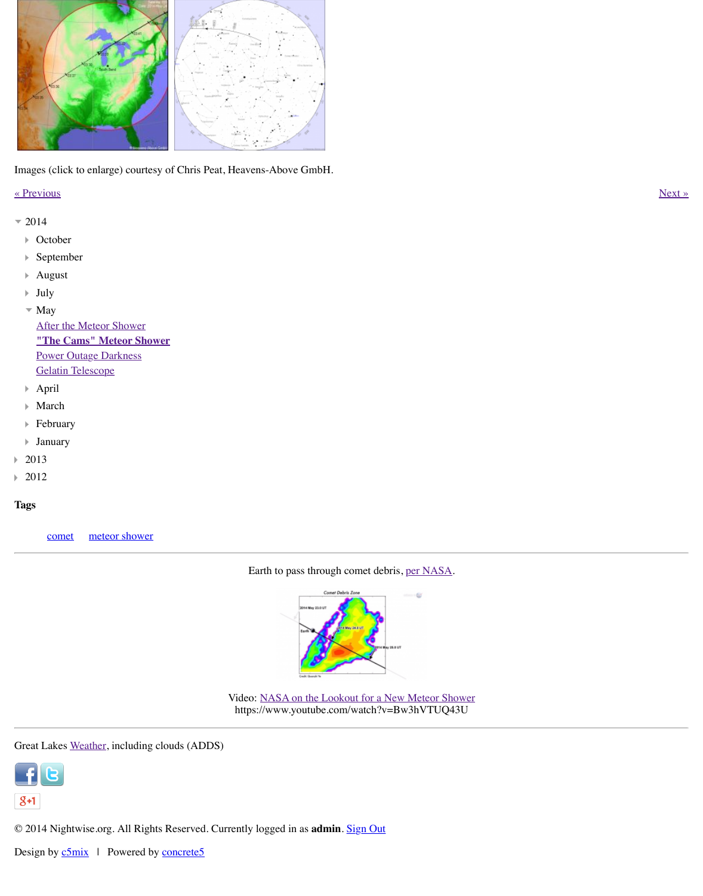Images (click to enlarge) courtesy of Chris Peat, Heavens-Above GmbH.

« Previous

Next »

- 2014
  - October
  - September
  - August
  - July
  - May
    - After the Meteor Shower
    - **"The Cams" Meteor Shower**
    - Power Outage Darkness
    - Gelatin Telescope
  - April
  - March
  - February
  - January
- 2013
- 2012

**Tags**

comet meteor shower

---

Earth to pass through comet debris, per NASA.

Comet Debris Zone

2014 May 23.0 UT

Earth

2014 May 24.0 UT

2014 May 25.0 UT

Video: NASA on the Lookout for a New Meteor Shower
https://www.youtube.com/watch?v=Bw3hVTUQ43U

---

Great Lakes Weather, including clouds (ADDS)

© 2014 Nightwise.org. All Rights Reserved. Currently logged in as **admin**. Sign Out

Design by c5mix | Powered by concrete5